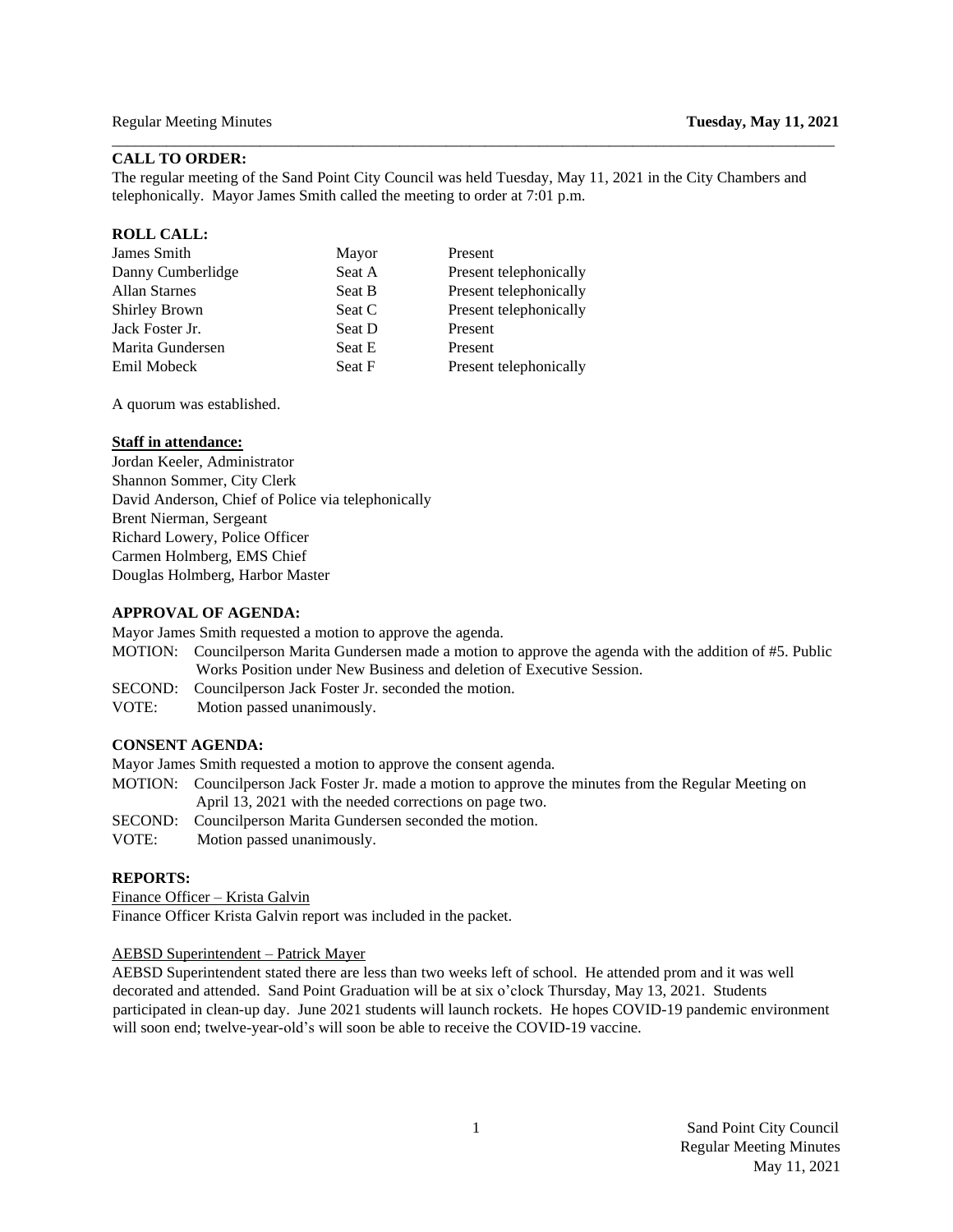Regular Meeting Minutes **Tuesday, May 11, 2021**

## CALL TO ORDER:

The regular meeting of the Sand Point City Council was held Tuesday, May 11, 2021 in the City Chambers and telephonically. Mayor James Smith called the meeting to order at 7:01 p.m.

## ROLL CALL:

| | | |
|---|---|---|
| James Smith | Mayor | Present |
| Danny Cumberlidge | Seat A | Present telephonically |
| Allan Starnes | Seat B | Present telephonically |
| Shirley Brown | Seat C | Present telephonically |
| Jack Foster Jr. | Seat D | Present |
| Marita Gundersen | Seat E | Present |
| Emil Mobeck | Seat F | Present telephonically |

A quorum was established.

**Staff in attendance:**

Jordan Keeler, Administrator
Shannon Sommer, City Clerk
David Anderson, Chief of Police via telephonically
Brent Nierman, Sergeant
Richard Lowery, Police Officer
Carmen Holmberg, EMS Chief
Douglas Holmberg, Harbor Master

## APPROVAL OF AGENDA:

Mayor James Smith requested a motion to approve the agenda.

MOTION: Councilperson Marita Gundersen made a motion to approve the agenda with the addition of #5. Public Works Position under New Business and deletion of Executive Session.
SECOND: Councilperson Jack Foster Jr. seconded the motion.
VOTE: Motion passed unanimously.

## CONSENT AGENDA:

Mayor James Smith requested a motion to approve the consent agenda.

MOTION: Councilperson Jack Foster Jr. made a motion to approve the minutes from the Regular Meeting on April 13, 2021 with the needed corrections on page two.
SECOND: Councilperson Marita Gundersen seconded the motion.
VOTE: Motion passed unanimously.

## REPORTS:

Finance Officer – Krista Galvin

Finance Officer Krista Galvin report was included in the packet.

AEBSD Superintendent – Patrick Mayer

AEBSD Superintendent stated there are less than two weeks left of school. He attended prom and it was well decorated and attended. Sand Point Graduation will be at six o'clock Thursday, May 13, 2021. Students participated in clean-up day. June 2021 students will launch rockets. He hopes COVID-19 pandemic environment will soon end; twelve-year-old's will soon be able to receive the COVID-19 vaccine.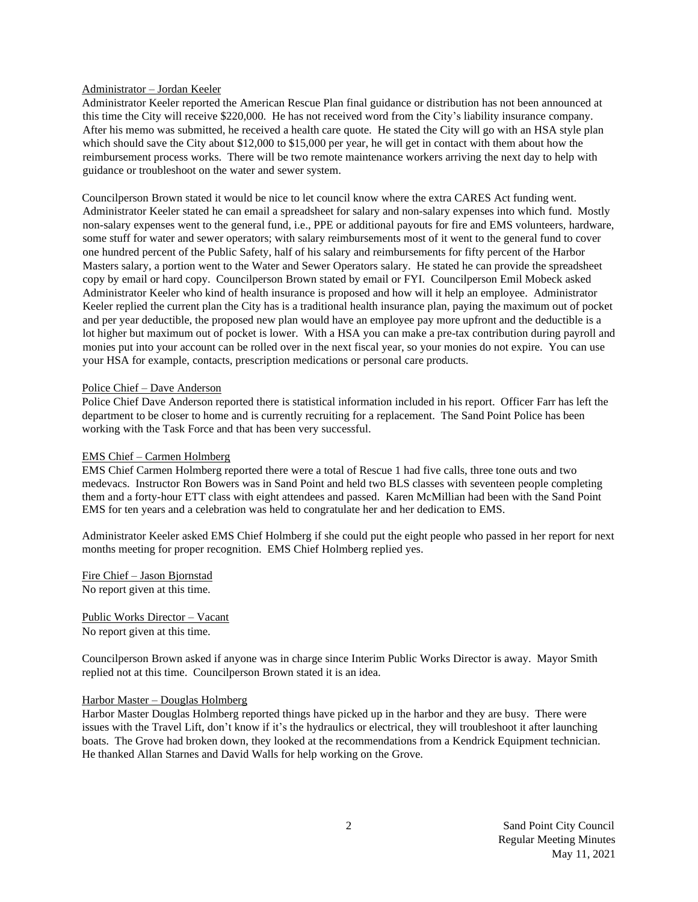Administrator – Jordan Keeler

Administrator Keeler reported the American Rescue Plan final guidance or distribution has not been announced at this time the City will receive $220,000. He has not received word from the City's liability insurance company. After his memo was submitted, he received a health care quote. He stated the City will go with an HSA style plan which should save the City about $12,000 to $15,000 per year, he will get in contact with them about how the reimbursement process works. There will be two remote maintenance workers arriving the next day to help with guidance or troubleshoot on the water and sewer system.

Councilperson Brown stated it would be nice to let council know where the extra CARES Act funding went. Administrator Keeler stated he can email a spreadsheet for salary and non-salary expenses into which fund. Mostly non-salary expenses went to the general fund, i.e., PPE or additional payouts for fire and EMS volunteers, hardware, some stuff for water and sewer operators; with salary reimbursements most of it went to the general fund to cover one hundred percent of the Public Safety, half of his salary and reimbursements for fifty percent of the Harbor Masters salary, a portion went to the Water and Sewer Operators salary. He stated he can provide the spreadsheet copy by email or hard copy. Councilperson Brown stated by email or FYI. Councilperson Emil Mobeck asked Administrator Keeler who kind of health insurance is proposed and how will it help an employee. Administrator Keeler replied the current plan the City has is a traditional health insurance plan, paying the maximum out of pocket and per year deductible, the proposed new plan would have an employee pay more upfront and the deductible is a lot higher but maximum out of pocket is lower. With a HSA you can make a pre-tax contribution during payroll and monies put into your account can be rolled over in the next fiscal year, so your monies do not expire. You can use your HSA for example, contacts, prescription medications or personal care products.

Police Chief – Dave Anderson

Police Chief Dave Anderson reported there is statistical information included in his report. Officer Farr has left the department to be closer to home and is currently recruiting for a replacement. The Sand Point Police has been working with the Task Force and that has been very successful.

EMS Chief – Carmen Holmberg

EMS Chief Carmen Holmberg reported there were a total of Rescue 1 had five calls, three tone outs and two medevacs. Instructor Ron Bowers was in Sand Point and held two BLS classes with seventeen people completing them and a forty-hour ETT class with eight attendees and passed. Karen McMillian had been with the Sand Point EMS for ten years and a celebration was held to congratulate her and her dedication to EMS.

Administrator Keeler asked EMS Chief Holmberg if she could put the eight people who passed in her report for next months meeting for proper recognition. EMS Chief Holmberg replied yes.

Fire Chief – Jason Bjornstad

No report given at this time.

Public Works Director – Vacant

No report given at this time.

Councilperson Brown asked if anyone was in charge since Interim Public Works Director is away. Mayor Smith replied not at this time. Councilperson Brown stated it is an idea.

Harbor Master – Douglas Holmberg

Harbor Master Douglas Holmberg reported things have picked up in the harbor and they are busy. There were issues with the Travel Lift, don't know if it's the hydraulics or electrical, they will troubleshoot it after launching boats. The Grove had broken down, they looked at the recommendations from a Kendrick Equipment technician. He thanked Allan Starnes and David Walls for help working on the Grove.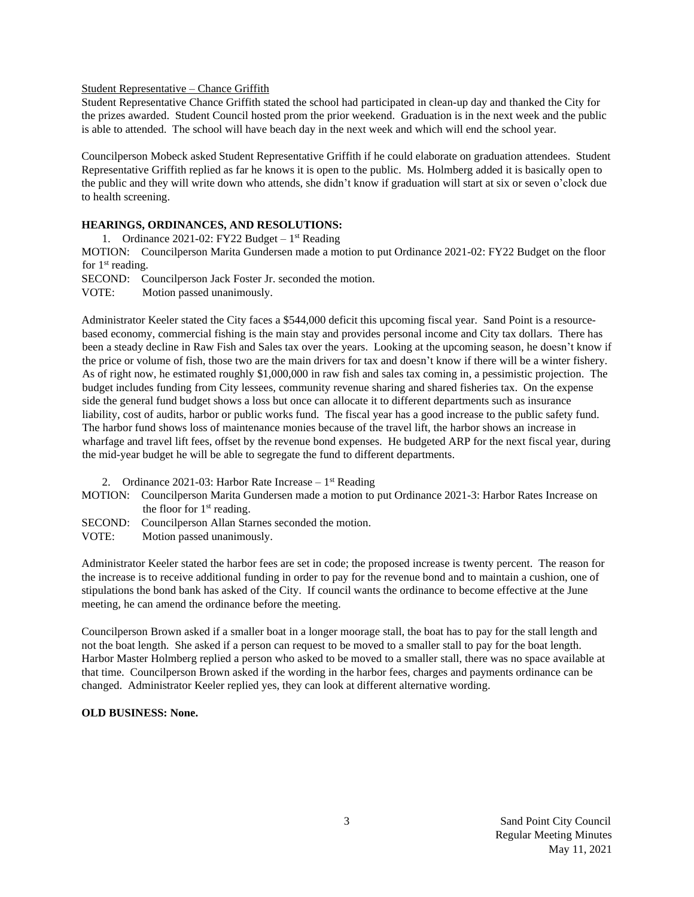Student Representative – Chance Griffith

Student Representative Chance Griffith stated the school had participated in clean-up day and thanked the City for the prizes awarded. Student Council hosted prom the prior weekend. Graduation is in the next week and the public is able to attended. The school will have beach day in the next week and which will end the school year.

Councilperson Mobeck asked Student Representative Griffith if he could elaborate on graduation attendees. Student Representative Griffith replied as far he knows it is open to the public. Ms. Holmberg added it is basically open to the public and they will write down who attends, she didn't know if graduation will start at six or seven o'clock due to health screening.

**HEARINGS, ORDINANCES, AND RESOLUTIONS:**

1. Ordinance 2021-02: FY22 Budget – 1st Reading

MOTION: Councilperson Marita Gundersen made a motion to put Ordinance 2021-02: FY22 Budget on the floor for 1st reading.

SECOND: Councilperson Jack Foster Jr. seconded the motion.

VOTE: Motion passed unanimously.

Administrator Keeler stated the City faces a $544,000 deficit this upcoming fiscal year. Sand Point is a resource-based economy, commercial fishing is the main stay and provides personal income and City tax dollars. There has been a steady decline in Raw Fish and Sales tax over the years. Looking at the upcoming season, he doesn't know if the price or volume of fish, those two are the main drivers for tax and doesn't know if there will be a winter fishery. As of right now, he estimated roughly $1,000,000 in raw fish and sales tax coming in, a pessimistic projection. The budget includes funding from City lessees, community revenue sharing and shared fisheries tax. On the expense side the general fund budget shows a loss but once can allocate it to different departments such as insurance liability, cost of audits, harbor or public works fund. The fiscal year has a good increase to the public safety fund. The harbor fund shows loss of maintenance monies because of the travel lift, the harbor shows an increase in wharfage and travel lift fees, offset by the revenue bond expenses. He budgeted ARP for the next fiscal year, during the mid-year budget he will be able to segregate the fund to different departments.

2. Ordinance 2021-03: Harbor Rate Increase – 1st Reading

MOTION: Councilperson Marita Gundersen made a motion to put Ordinance 2021-3: Harbor Rates Increase on the floor for 1st reading.

SECOND: Councilperson Allan Starnes seconded the motion.

VOTE: Motion passed unanimously.

Administrator Keeler stated the harbor fees are set in code; the proposed increase is twenty percent. The reason for the increase is to receive additional funding in order to pay for the revenue bond and to maintain a cushion, one of stipulations the bond bank has asked of the City. If council wants the ordinance to become effective at the June meeting, he can amend the ordinance before the meeting.

Councilperson Brown asked if a smaller boat in a longer moorage stall, the boat has to pay for the stall length and not the boat length. She asked if a person can request to be moved to a smaller stall to pay for the boat length. Harbor Master Holmberg replied a person who asked to be moved to a smaller stall, there was no space available at that time. Councilperson Brown asked if the wording in the harbor fees, charges and payments ordinance can be changed. Administrator Keeler replied yes, they can look at different alternative wording.

**OLD BUSINESS: None.**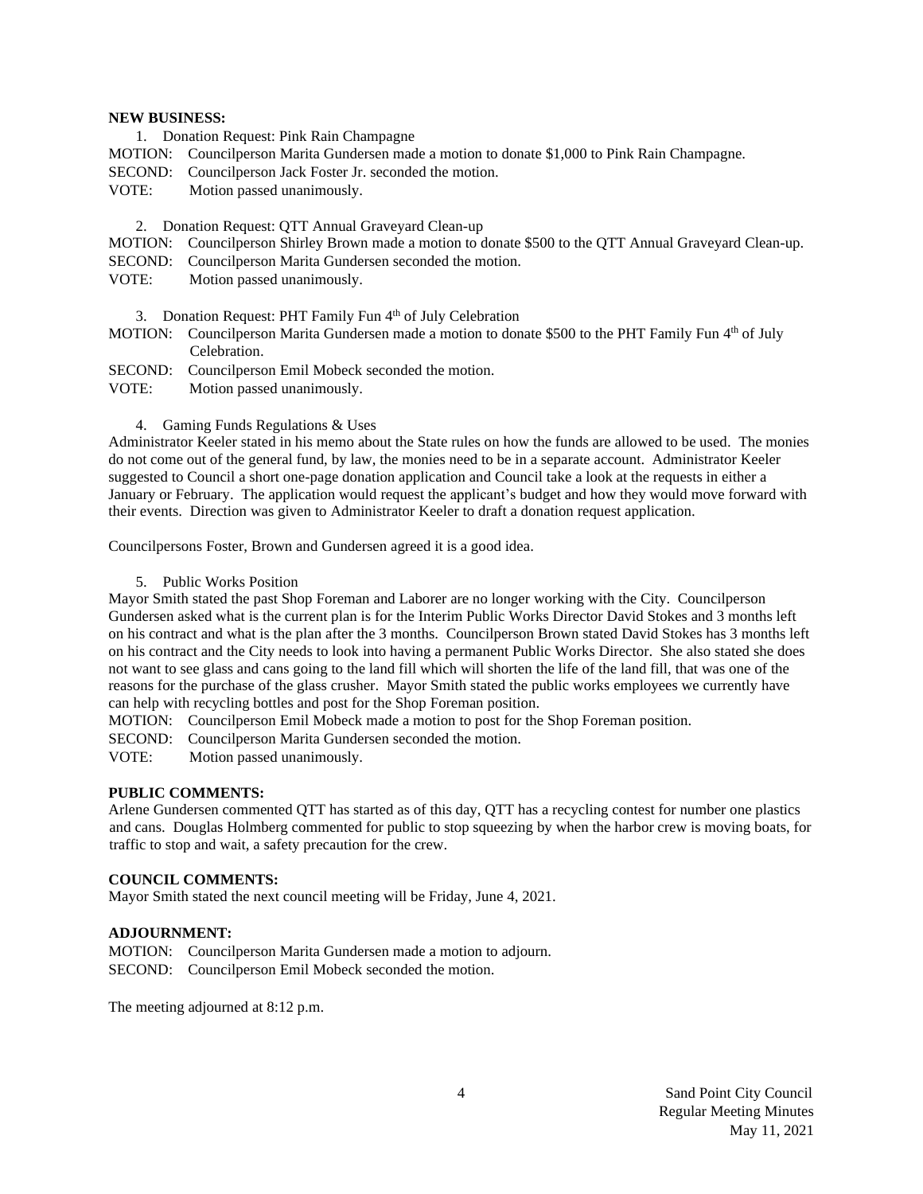**NEW BUSINESS:**

1. Donation Request: Pink Rain Champagne

MOTION: Councilperson Marita Gundersen made a motion to donate $1,000 to Pink Rain Champagne.
SECOND: Councilperson Jack Foster Jr. seconded the motion.
VOTE: Motion passed unanimously.

2. Donation Request: QTT Annual Graveyard Clean-up

MOTION: Councilperson Shirley Brown made a motion to donate $500 to the QTT Annual Graveyard Clean-up.
SECOND: Councilperson Marita Gundersen seconded the motion.
VOTE: Motion passed unanimously.

3. Donation Request: PHT Family Fun 4th of July Celebration

MOTION: Councilperson Marita Gundersen made a motion to donate $500 to the PHT Family Fun 4th of July Celebration.
SECOND: Councilperson Emil Mobeck seconded the motion.
VOTE: Motion passed unanimously.

4. Gaming Funds Regulations & Uses

Administrator Keeler stated in his memo about the State rules on how the funds are allowed to be used. The monies do not come out of the general fund, by law, the monies need to be in a separate account. Administrator Keeler suggested to Council a short one-page donation application and Council take a look at the requests in either a January or February. The application would request the applicant's budget and how they would move forward with their events. Direction was given to Administrator Keeler to draft a donation request application.

Councilpersons Foster, Brown and Gundersen agreed it is a good idea.

5. Public Works Position

Mayor Smith stated the past Shop Foreman and Laborer are no longer working with the City. Councilperson Gundersen asked what is the current plan is for the Interim Public Works Director David Stokes and 3 months left on his contract and what is the plan after the 3 months. Councilperson Brown stated David Stokes has 3 months left on his contract and the City needs to look into having a permanent Public Works Director. She also stated she does not want to see glass and cans going to the land fill which will shorten the life of the land fill, that was one of the reasons for the purchase of the glass crusher. Mayor Smith stated the public works employees we currently have can help with recycling bottles and post for the Shop Foreman position.

MOTION: Councilperson Emil Mobeck made a motion to post for the Shop Foreman position.
SECOND: Councilperson Marita Gundersen seconded the motion.
VOTE: Motion passed unanimously.

**PUBLIC COMMENTS:**

Arlene Gundersen commented QTT has started as of this day, QTT has a recycling contest for number one plastics and cans. Douglas Holmberg commented for public to stop squeezing by when the harbor crew is moving boats, for traffic to stop and wait, a safety precaution for the crew.

**COUNCIL COMMENTS:**

Mayor Smith stated the next council meeting will be Friday, June 4, 2021.

**ADJOURNMENT:**

MOTION: Councilperson Marita Gundersen made a motion to adjourn.
SECOND: Councilperson Emil Mobeck seconded the motion.

The meeting adjourned at 8:12 p.m.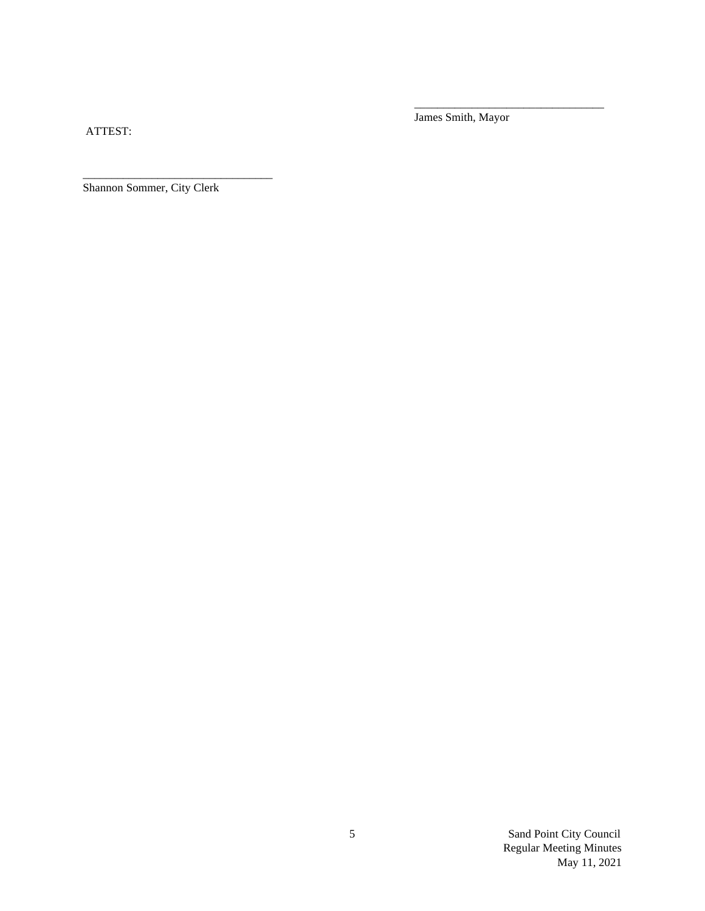\_\_\_\_\_\_\_\_\_\_\_\_\_\_\_\_\_\_\_\_\_\_\_\_\_\_\_\_\_\_\_\_\_
James Smith, Mayor

ATTEST:

\_\_\_\_\_\_\_\_\_\_\_\_\_\_\_\_\_\_\_\_\_\_\_\_\_\_\_\_\_\_\_\_\_
Shannon Sommer, City Clerk